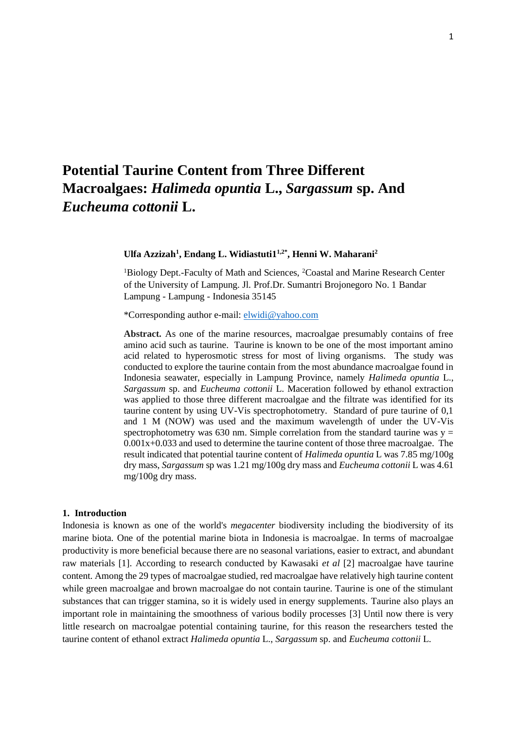# Potential Taurine Content from Three Different Macroalgaes: *Halimeda opuntia* L., *Sargassum* sp. And *Eucheuma cottonii* L.

**Ulfa Azzizah[1], Endang L. Widiastuti1[1,2*], Henni W. Maharani[2]**

[1]Biology Dept.-Faculty of Math and Sciences, [2]Coastal and Marine Research Center of the University of Lampung. Jl. Prof.Dr. Sumantri Brojonegoro No. 1 Bandar Lampung - Lampung - Indonesia 35145

*Corresponding author e-mail: elwidi@yahoo.com

**Abstract.** As one of the marine resources, macroalgae presumably contains of free amino acid such as taurine. Taurine is known to be one of the most important amino acid related to hyperosmotic stress for most of living organisms. The study was conducted to explore the taurine contain from the most abundance macroalgae found in Indonesia seawater, especially in Lampung Province, namely *Halimeda opuntia* L., *Sargassum* sp. and *Eucheuma cottonii* L. Maceration followed by ethanol extraction was applied to those three different macroalgae and the filtrate was identified for its taurine content by using UV-Vis spectrophotometry. Standard of pure taurine of 0,1 and 1 M (NOW) was used and the maximum wavelength of under the UV-Vis spectrophotometry was 630 nm. Simple correlation from the standard taurine was $y = 0.001x+0.033$ and used to determine the taurine content of those three macroalgae. The result indicated that potential taurine content of *Halimeda opuntia* L was 7.85 mg/100g dry mass, *Sargassum* sp was 1.21 mg/100g dry mass and *Eucheuma cottonii* L was 4.61 mg/100g dry mass.

## 1. Introduction

Indonesia is known as one of the world's *megacenter* biodiversity including the biodiversity of its marine biota. One of the potential marine biota in Indonesia is macroalgae. In terms of macroalgae productivity is more beneficial because there are no seasonal variations, easier to extract, and abundant raw materials [1]. According to research conducted by Kawasaki *et al* [2] macroalgae have taurine content. Among the 29 types of macroalgae studied, red macroalgae have relatively high taurine content while green macroalgae and brown macroalgae do not contain taurine. Taurine is one of the stimulant substances that can trigger stamina, so it is widely used in energy supplements. Taurine also plays an important role in maintaining the smoothness of various bodily processes [3] Until now there is very little research on macroalgae potential containing taurine, for this reason the researchers tested the taurine content of ethanol extract *Halimeda opuntia* L., *Sargassum* sp. and *Eucheuma cottonii* L.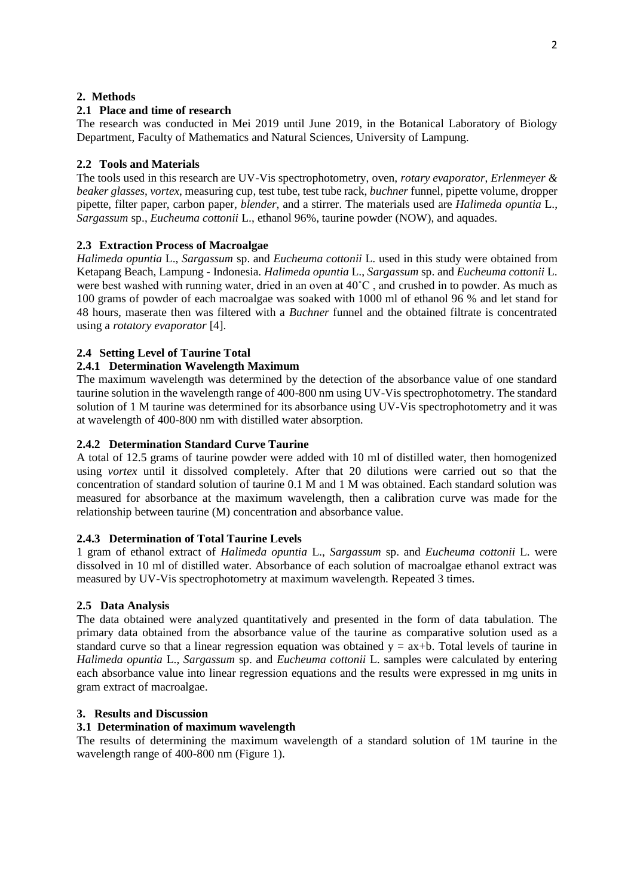## 2. Methods

### 2.1 Place and time of research

The research was conducted in Mei 2019 until June 2019, in the Botanical Laboratory of Biology Department, Faculty of Mathematics and Natural Sciences, University of Lampung.

### 2.2 Tools and Materials

The tools used in this research are UV-Vis spectrophotometry, oven, *rotary evaporator*, *Erlenmeyer & beaker glasses*, *vortex*, measuring cup, test tube, test tube rack, *buchner* funnel, pipette volume, dropper pipette, filter paper, carbon paper, *blender*, and a stirrer. The materials used are *Halimeda opuntia* L., *Sargassum* sp., *Eucheuma cottonii* L., ethanol 96%, taurine powder (NOW), and aquades.

### 2.3 Extraction Process of Macroalgae

*Halimeda opuntia* L., *Sargassum* sp. and *Eucheuma cottonii* L. used in this study were obtained from Ketapang Beach, Lampung - Indonesia. *Halimeda opuntia* L., *Sargassum* sp. and *Eucheuma cottonii* L. were best washed with running water, dried in an oven at 40˚C , and crushed in to powder. As much as 100 grams of powder of each macroalgae was soaked with 1000 ml of ethanol 96 % and let stand for 48 hours, maserate then was filtered with a *Buchner* funnel and the obtained filtrate is concentrated using a *rotatory evaporator* [4].

### 2.4 Setting Level of Taurine Total

#### 2.4.1 Determination Wavelength Maximum

The maximum wavelength was determined by the detection of the absorbance value of one standard taurine solution in the wavelength range of 400-800 nm using UV-Vis spectrophotometry. The standard solution of 1 M taurine was determined for its absorbance using UV-Vis spectrophotometry and it was at wavelength of 400-800 nm with distilled water absorption.

#### 2.4.2 Determination Standard Curve Taurine

A total of 12.5 grams of taurine powder were added with 10 ml of distilled water, then homogenized using *vortex* until it dissolved completely. After that 20 dilutions were carried out so that the concentration of standard solution of taurine 0.1 M and 1 M was obtained. Each standard solution was measured for absorbance at the maximum wavelength, then a calibration curve was made for the relationship between taurine (M) concentration and absorbance value.

#### 2.4.3 Determination of Total Taurine Levels

1 gram of ethanol extract of *Halimeda opuntia* L., *Sargassum* sp. and *Eucheuma cottonii* L. were dissolved in 10 ml of distilled water. Absorbance of each solution of macroalgae ethanol extract was measured by UV-Vis spectrophotometry at maximum wavelength. Repeated 3 times.

### 2.5 Data Analysis

The data obtained were analyzed quantitatively and presented in the form of data tabulation. The primary data obtained from the absorbance value of the taurine as comparative solution used as a standard curve so that a linear regression equation was obtained $y = ax+b$. Total levels of taurine in *Halimeda opuntia* L., *Sargassum* sp. and *Eucheuma cottonii* L. samples were calculated by entering each absorbance value into linear regression equations and the results were expressed in mg units in gram extract of macroalgae.

## 3. Results and Discussion

### 3.1 Determination of maximum wavelength

The results of determining the maximum wavelength of a standard solution of 1M taurine in the wavelength range of 400-800 nm (Figure 1).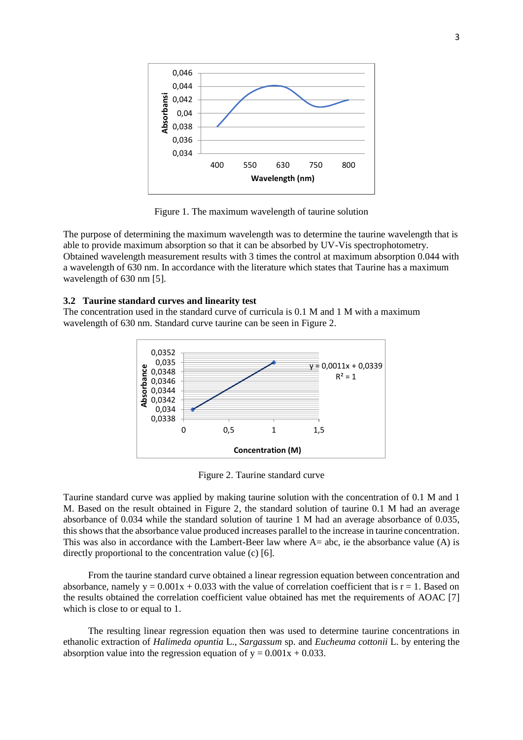Figure 1. The maximum wavelength of taurine solution

The purpose of determining the maximum wavelength was to determine the taurine wavelength that is able to provide maximum absorption so that it can be absorbed by UV-Vis spectrophotometry. Obtained wavelength measurement results with 3 times the control at maximum absorption 0.044 with a wavelength of 630 nm. In accordance with the literature which states that Taurine has a maximum wavelength of 630 nm [5].

### 3.2 Taurine standard curves and linearity test

The concentration used in the standard curve of curricula is 0.1 M and 1 M with a maximum wavelength of 630 nm. Standard curve taurine can be seen in Figure 2.

Figure 2. Taurine standard curve

Taurine standard curve was applied by making taurine solution with the concentration of 0.1 M and 1 M. Based on the result obtained in Figure 2, the standard solution of taurine 0.1 M had an average absorbance of 0.034 while the standard solution of taurine 1 M had an average absorbance of 0.035, this shows that the absorbance value produced increases parallel to the increase in taurine concentration. This was also in accordance with the Lambert-Beer law where A= abc, ie the absorbance value (A) is directly proportional to the concentration value (c) [6].

From the taurine standard curve obtained a linear regression equation between concentration and absorbance, namely $y = 0.001x + 0.033$ with the value of correlation coefficient that is $r = 1$. Based on the results obtained the correlation coefficient value obtained has met the requirements of AOAC [7] which is close to or equal to 1.

The resulting linear regression equation then was used to determine taurine concentrations in ethanolic extraction of *Halimeda opuntia* L., *Sargassum* sp. and *Eucheuma cottonii* L. by entering the absorption value into the regression equation of $y = 0.001x + 0.033$.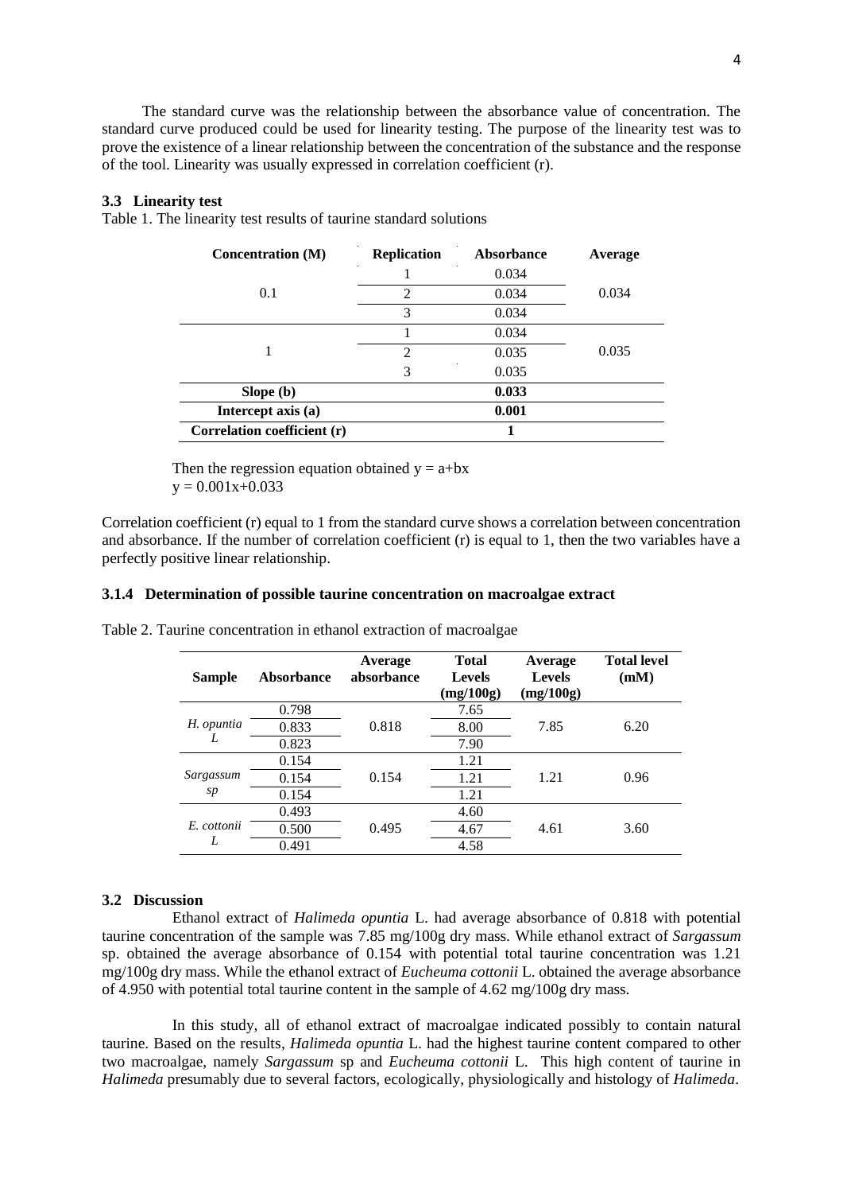The standard curve was the relationship between the absorbance value of concentration. The standard curve produced could be used for linearity testing. The purpose of the linearity test was to prove the existence of a linear relationship between the concentration of the substance and the response of the tool. Linearity was usually expressed in correlation coefficient (r).

### 3.3 Linearity test

Table 1. The linearity test results of taurine standard solutions

| Concentration (M) | Replication | Absorbance | Average |
|---|---|---|---|
| 0.1 | 1 | 0.034 | 0.034 |
| | 2 | 0.034 | |
| | 3 | 0.034 | |
| 1 | 1 | 0.034 | 0.035 |
| | 2 | 0.035 | |
| | 3 | 0.035 | |
| **Slope (b)** | | **0.033** | |
| **Intercept axis (a)** | | **0.001** | |
| **Correlation coefficient (r)** | | **1** | |

Then the regression equation obtained $y = a+bx$

$y = 0.001x+0.033$

Correlation coefficient (r) equal to 1 from the standard curve shows a correlation between concentration and absorbance. If the number of correlation coefficient (r) is equal to 1, then the two variables have a perfectly positive linear relationship.

#### 3.1.4 Determination of possible taurine concentration on macroalgae extract

Table 2. Taurine concentration in ethanol extraction of macroalgae

| Sample | Absorbance | Average absorbance | Total Levels (mg/100g) | Average Levels (mg/100g) | Total level (mM) |
|---|---|---|---|---|---|
| *H. opuntia L* | 0.798 | 0.818 | 7.65 | 7.85 | 6.20 |
| | 0.833 | | 8.00 | | |
| | 0.823 | | 7.90 | | |
| *Sargassum sp* | 0.154 | 0.154 | 1.21 | 1.21 | 0.96 |
| | 0.154 | | 1.21 | | |
| | 0.154 | | 1.21 | | |
| *E. cottonii L* | 0.493 | 0.495 | 4.60 | 4.61 | 3.60 |
| | 0.500 | | 4.67 | | |
| | 0.491 | | 4.58 | | |

### 3.2 Discussion

Ethanol extract of *Halimeda opuntia* L. had average absorbance of 0.818 with potential taurine concentration of the sample was 7.85 mg/100g dry mass. While ethanol extract of *Sargassum* sp. obtained the average absorbance of 0.154 with potential total taurine concentration was 1.21 mg/100g dry mass. While the ethanol extract of *Eucheuma cottonii* L. obtained the average absorbance of 4.950 with potential total taurine content in the sample of 4.62 mg/100g dry mass.

In this study, all of ethanol extract of macroalgae indicated possibly to contain natural taurine. Based on the results, *Halimeda opuntia* L. had the highest taurine content compared to other two macroalgae, namely *Sargassum* sp and *Eucheuma cottonii* L. This high content of taurine in *Halimeda* presumably due to several factors, ecologically, physiologically and histology of *Halimeda*.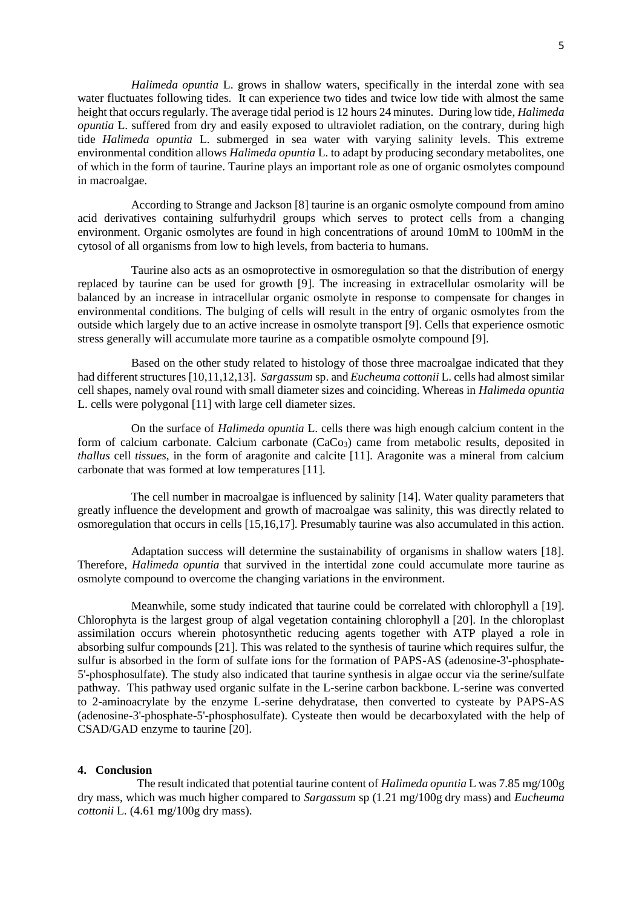*Halimeda opuntia* L. grows in shallow waters, specifically in the interdal zone with sea water fluctuates following tides. It can experience two tides and twice low tide with almost the same height that occurs regularly. The average tidal period is 12 hours 24 minutes. During low tide, *Halimeda opuntia* L. suffered from dry and easily exposed to ultraviolet radiation, on the contrary, during high tide *Halimeda opuntia* L. submerged in sea water with varying salinity levels. This extreme environmental condition allows *Halimeda opuntia* L. to adapt by producing secondary metabolites, one of which in the form of taurine. Taurine plays an important role as one of organic osmolytes compound in macroalgae.

According to Strange and Jackson [8] taurine is an organic osmolyte compound from amino acid derivatives containing sulfurhydril groups which serves to protect cells from a changing environment. Organic osmolytes are found in high concentrations of around 10mM to 100mM in the cytosol of all organisms from low to high levels, from bacteria to humans.

Taurine also acts as an osmoprotective in osmoregulation so that the distribution of energy replaced by taurine can be used for growth [9]. The increasing in extracellular osmolarity will be balanced by an increase in intracellular organic osmolyte in response to compensate for changes in environmental conditions. The bulging of cells will result in the entry of organic osmolytes from the outside which largely due to an active increase in osmolyte transport [9]. Cells that experience osmotic stress generally will accumulate more taurine as a compatible osmolyte compound [9].

Based on the other study related to histology of those three macroalgae indicated that they had different structures [10,11,12,13]. *Sargassum* sp. and *Eucheuma cottonii* L. cells had almost similar cell shapes, namely oval round with small diameter sizes and coinciding. Whereas in *Halimeda opuntia* L. cells were polygonal [11] with large cell diameter sizes.

On the surface of *Halimeda opuntia* L. cells there was high enough calcium content in the form of calcium carbonate. Calcium carbonate ($CaCo_3$) came from metabolic results, deposited in *thallus* cell *tissues*, in the form of aragonite and calcite [11]. Aragonite was a mineral from calcium carbonate that was formed at low temperatures [11].

The cell number in macroalgae is influenced by salinity [14]. Water quality parameters that greatly influence the development and growth of macroalgae was salinity, this was directly related to osmoregulation that occurs in cells [15,16,17]. Presumably taurine was also accumulated in this action.

Adaptation success will determine the sustainability of organisms in shallow waters [18]. Therefore, *Halimeda opuntia* that survived in the intertidal zone could accumulate more taurine as osmolyte compound to overcome the changing variations in the environment.

Meanwhile, some study indicated that taurine could be correlated with chlorophyll a [19]. Chlorophyta is the largest group of algal vegetation containing chlorophyll a [20]. In the chloroplast assimilation occurs wherein photosynthetic reducing agents together with ATP played a role in absorbing sulfur compounds [21]. This was related to the synthesis of taurine which requires sulfur, the sulfur is absorbed in the form of sulfate ions for the formation of PAPS-AS (adenosine-3'-phosphate-5'-phosphosulfate). The study also indicated that taurine synthesis in algae occur via the serine/sulfate pathway. This pathway used organic sulfate in the L-serine carbon backbone. L-serine was converted to 2-aminoacrylate by the enzyme L-serine dehydratase, then converted to cysteate by PAPS-AS (adenosine-3'-phosphate-5'-phosphosulfate). Cysteate then would be decarboxylated with the help of CSAD/GAD enzyme to taurine [20].

## 4. Conclusion

The result indicated that potential taurine content of *Halimeda opuntia* L was 7.85 mg/100g dry mass, which was much higher compared to *Sargassum* sp (1.21 mg/100g dry mass) and *Eucheuma cottonii* L. (4.61 mg/100g dry mass).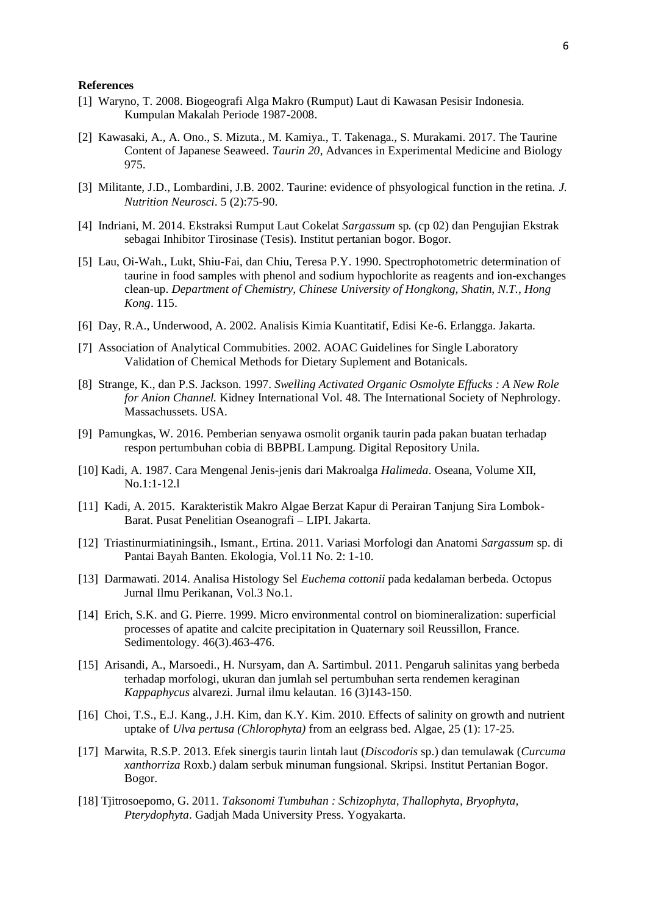**References**

[1] Waryno, T. 2008. Biogeografi Alga Makro (Rumput) Laut di Kawasan Pesisir Indonesia. Kumpulan Makalah Periode 1987-2008.

[2] Kawasaki, A., A. Ono., S. Mizuta., M. Kamiya., T. Takenaga., S. Murakami. 2017. The Taurine Content of Japanese Seaweed. *Taurin 20*, Advances in Experimental Medicine and Biology 975.

[3] Militante, J.D., Lombardini, J.B. 2002. Taurine: evidence of phsyological function in the retina. *J. Nutrition Neurosci*. 5 (2):75-90.

[4] Indriani, M. 2014. Ekstraksi Rumput Laut Cokelat *Sargassum* sp. (cp 02) dan Pengujian Ekstrak sebagai Inhibitor Tirosinase (Tesis). Institut pertanian bogor. Bogor.

[5] Lau, Oi-Wah., Lukt, Shiu-Fai, dan Chiu, Teresa P.Y. 1990. Spectrophotometric determination of taurine in food samples with phenol and sodium hypochlorite as reagents and ion-exchanges clean-up. *Department of Chemistry, Chinese University of Hongkong, Shatin, N.T., Hong Kong*. 115.

[6] Day, R.A., Underwood, A. 2002. Analisis Kimia Kuantitatif, Edisi Ke-6. Erlangga. Jakarta.

[7] Association of Analytical Commubities. 2002. AOAC Guidelines for Single Laboratory Validation of Chemical Methods for Dietary Suplement and Botanicals.

[8] Strange, K., dan P.S. Jackson. 1997. *Swelling Activated Organic Osmolyte Effucks : A New Role for Anion Channel*. Kidney International Vol. 48. The International Society of Nephrology. Massachussets. USA.

[9] Pamungkas, W. 2016. Pemberian senyawa osmolit organik taurin pada pakan buatan terhadap respon pertumbuhan cobia di BBPBL Lampung. Digital Repository Unila.

[10] Kadi, A. 1987. Cara Mengenal Jenis-jenis dari Makroalga *Halimeda*. Oseana, Volume XII, No.1:1-12.l

[11] Kadi, A. 2015. Karakteristik Makro Algae Berzat Kapur di Perairan Tanjung Sira Lombok-Barat. Pusat Penelitian Oseanografi – LIPI. Jakarta.

[12] Triastinurmiatiningsih., Ismant., Ertina. 2011. Variasi Morfologi dan Anatomi *Sargassum* sp. di Pantai Bayah Banten. Ekologia, Vol.11 No. 2: 1-10.

[13] Darmawati. 2014. Analisa Histology Sel *Euchema cottonii* pada kedalaman berbeda. Octopus Jurnal Ilmu Perikanan, Vol.3 No.1.

[14] Erich, S.K. and G. Pierre. 1999. Micro environmental control on biomineralization: superficial processes of apatite and calcite precipitation in Quaternary soil Reussillon, France. Sedimentology. 46(3).463-476.

[15] Arisandi, A., Marsoedi., H. Nursyam, dan A. Sartimbul. 2011. Pengaruh salinitas yang berbeda terhadap morfologi, ukuran dan jumlah sel pertumbuhan serta rendemen keraginan *Kappaphycus* alvarezi. Jurnal ilmu kelautan. 16 (3)143-150.

[16] Choi, T.S., E.J. Kang., J.H. Kim, dan K.Y. Kim. 2010. Effects of salinity on growth and nutrient uptake of *Ulva pertusa (Chlorophyta)* from an eelgrass bed. Algae, 25 (1): 17-25.

[17] Marwita, R.S.P. 2013. Efek sinergis taurin lintah laut (*Discodoris* sp.) dan temulawak (*Curcuma xanthorriza* Roxb.) dalam serbuk minuman fungsional. Skripsi. Institut Pertanian Bogor. Bogor.

[18] Tjitrosoepomo, G. 2011. *Taksonomi Tumbuhan : Schizophyta, Thallophyta, Bryophyta, Pterydophyta*. Gadjah Mada University Press. Yogyakarta.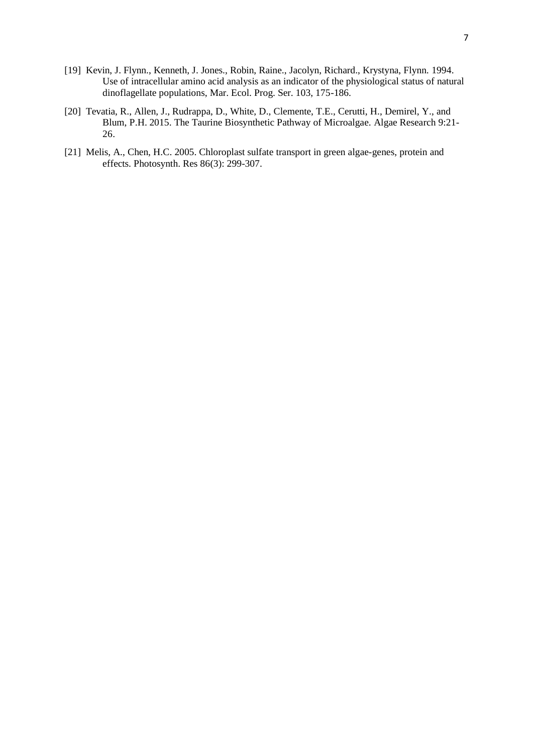[19] Kevin, J. Flynn., Kenneth, J. Jones., Robin, Raine., Jacolyn, Richard., Krystyna, Flynn. 1994. Use of intracellular amino acid analysis as an indicator of the physiological status of natural dinoflagellate populations, Mar. Ecol. Prog. Ser. 103, 175-186.

[20] Tevatia, R., Allen, J., Rudrappa, D., White, D., Clemente, T.E., Cerutti, H., Demirel, Y., and Blum, P.H. 2015. The Taurine Biosynthetic Pathway of Microalgae. Algae Research 9:21-26.

[21] Melis, A., Chen, H.C. 2005. Chloroplast sulfate transport in green algae-genes, protein and effects. Photosynth. Res 86(3): 299-307.